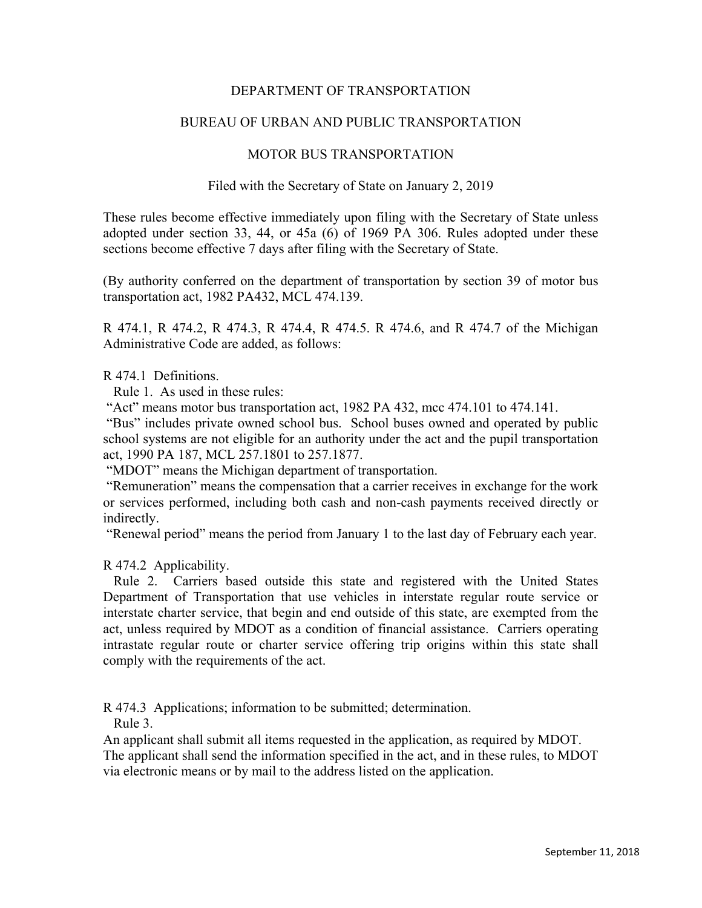DEPARTMENT OF TRANSPORTATION

BUREAU OF URBAN AND PUBLIC TRANSPORTATION

MOTOR BUS TRANSPORTATION

Filed with the Secretary of State on January 2, 2019

These rules become effective immediately upon filing with the Secretary of State unless adopted under section 33, 44, or 45a (6) of 1969 PA 306. Rules adopted under these sections become effective 7 days after filing with the Secretary of State.

(By authority conferred on the department of transportation by section 39 of motor bus transportation act, 1982 PA432, MCL 474.139.

R 474.1, R 474.2, R 474.3, R 474.4, R 474.5. R 474.6, and R 474.7 of the Michigan Administrative Code are added, as follows:

R 474.1 Definitions.

Rule 1. As used in these rules:

"Act" means motor bus transportation act, 1982 PA 432, mcc 474.101 to 474.141.

"Bus" includes private owned school bus. School buses owned and operated by public school systems are not eligible for an authority under the act and the pupil transportation act, 1990 PA 187, MCL 257.1801 to 257.1877.

"MDOT" means the Michigan department of transportation.

"Remuneration" means the compensation that a carrier receives in exchange for the work or services performed, including both cash and non-cash payments received directly or indirectly.

"Renewal period" means the period from January 1 to the last day of February each year.

R 474.2 Applicability.

Rule 2. Carriers based outside this state and registered with the United States Department of Transportation that use vehicles in interstate regular route service or interstate charter service, that begin and end outside of this state, are exempted from the act, unless required by MDOT as a condition of financial assistance. Carriers operating intrastate regular route or charter service offering trip origins within this state shall comply with the requirements of the act.

R 474.3 Applications; information to be submitted; determination.

Rule 3.

An applicant shall submit all items requested in the application, as required by MDOT. The applicant shall send the information specified in the act, and in these rules, to MDOT via electronic means or by mail to the address listed on the application.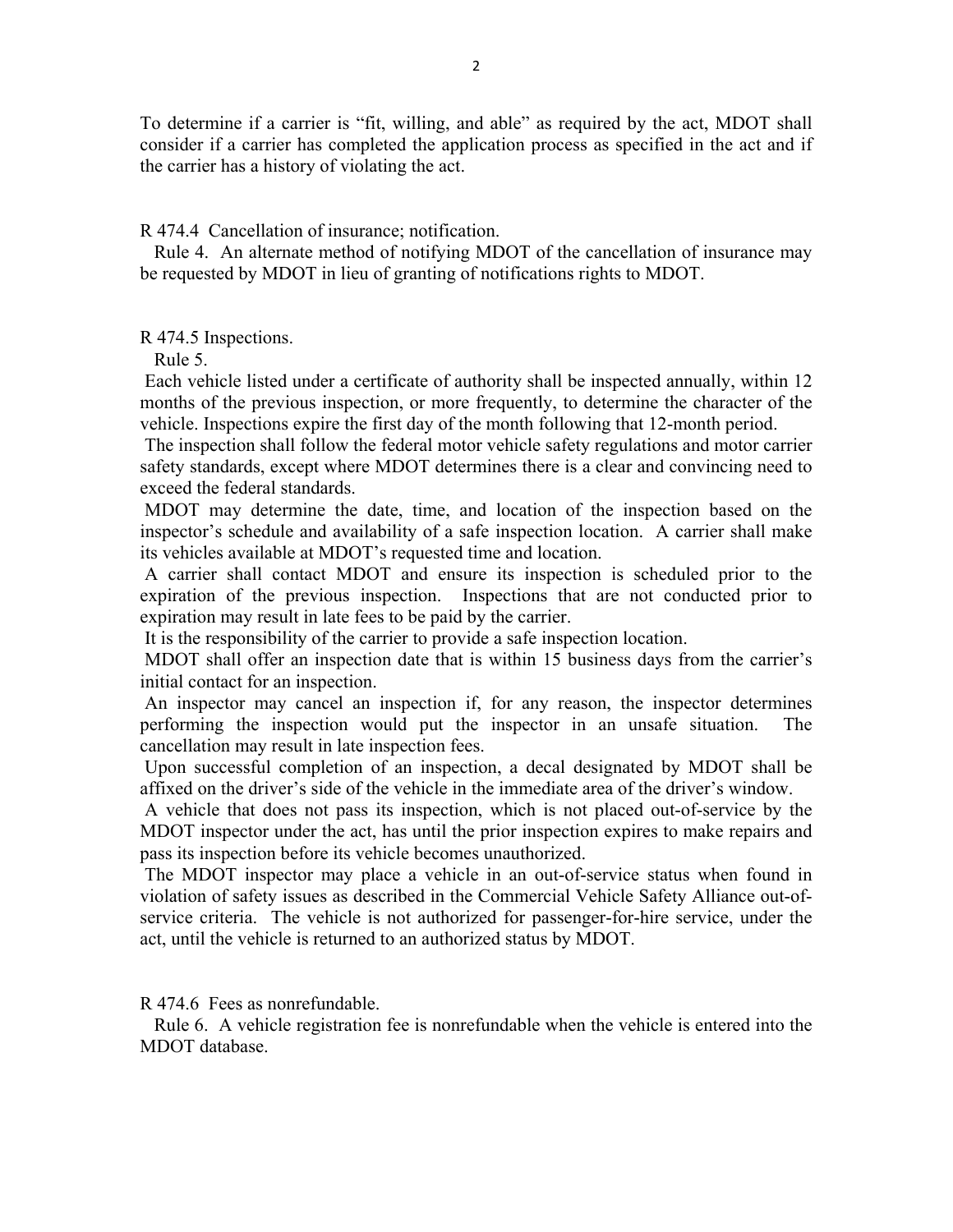To determine if a carrier is "fit, willing, and able" as required by the act, MDOT shall consider if a carrier has completed the application process as specified in the act and if the carrier has a history of violating the act.

R 474.4 Cancellation of insurance; notification.

Rule 4. An alternate method of notifying MDOT of the cancellation of insurance may be requested by MDOT in lieu of granting of notifications rights to MDOT.

R 474.5 Inspections.

Rule 5.

Each vehicle listed under a certificate of authority shall be inspected annually, within 12 months of the previous inspection, or more frequently, to determine the character of the vehicle. Inspections expire the first day of the month following that 12-month period.

The inspection shall follow the federal motor vehicle safety regulations and motor carrier safety standards, except where MDOT determines there is a clear and convincing need to exceed the federal standards.

MDOT may determine the date, time, and location of the inspection based on the inspector's schedule and availability of a safe inspection location. A carrier shall make its vehicles available at MDOT's requested time and location.

A carrier shall contact MDOT and ensure its inspection is scheduled prior to the expiration of the previous inspection. Inspections that are not conducted prior to expiration may result in late fees to be paid by the carrier.

It is the responsibility of the carrier to provide a safe inspection location.

MDOT shall offer an inspection date that is within 15 business days from the carrier's initial contact for an inspection.

An inspector may cancel an inspection if, for any reason, the inspector determines performing the inspection would put the inspector in an unsafe situation. The cancellation may result in late inspection fees.

Upon successful completion of an inspection, a decal designated by MDOT shall be affixed on the driver's side of the vehicle in the immediate area of the driver's window.

A vehicle that does not pass its inspection, which is not placed out-of-service by the MDOT inspector under the act, has until the prior inspection expires to make repairs and pass its inspection before its vehicle becomes unauthorized.

The MDOT inspector may place a vehicle in an out-of-service status when found in violation of safety issues as described in the Commercial Vehicle Safety Alliance out-of-service criteria. The vehicle is not authorized for passenger-for-hire service, under the act, until the vehicle is returned to an authorized status by MDOT.

R 474.6 Fees as nonrefundable.

Rule 6. A vehicle registration fee is nonrefundable when the vehicle is entered into the MDOT database.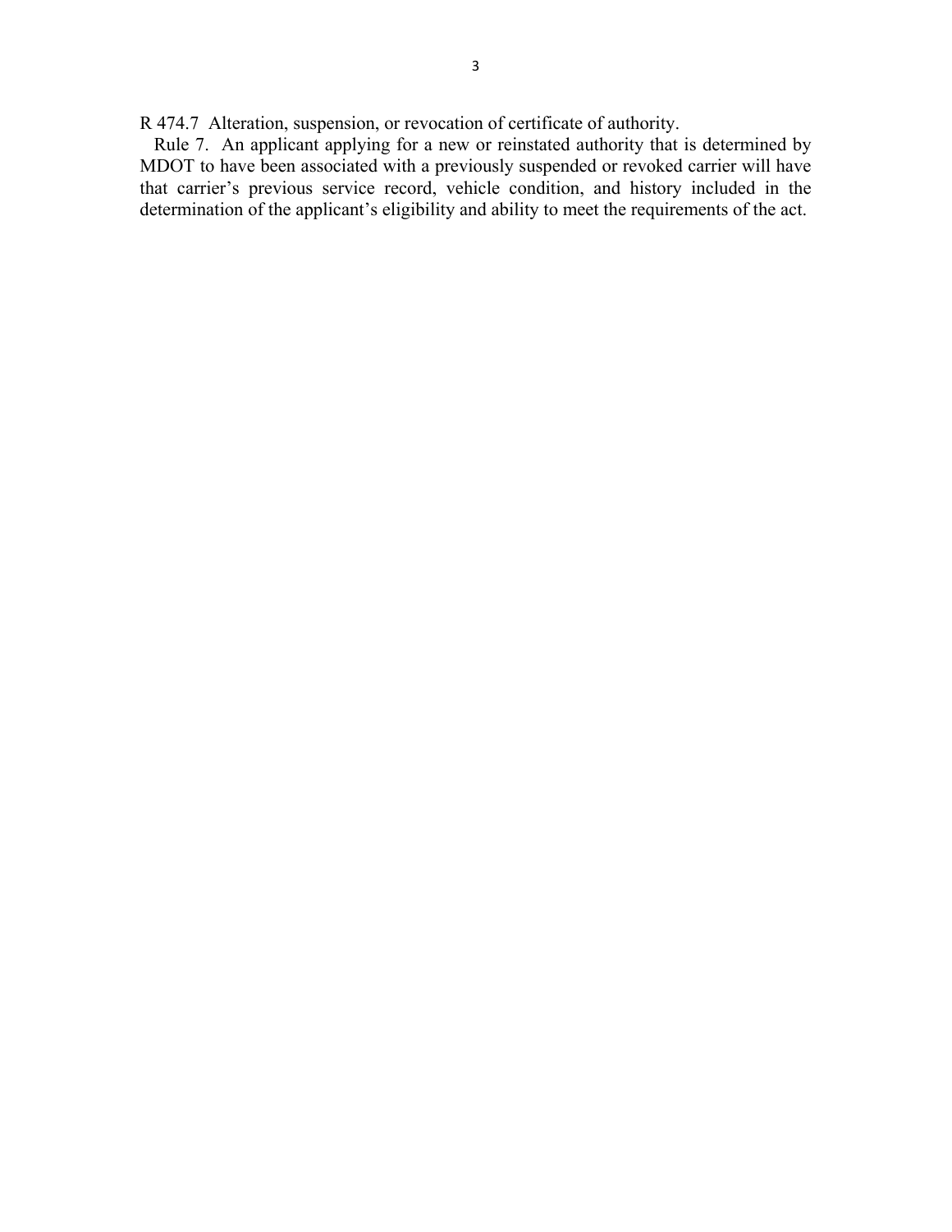R 474.7 Alteration, suspension, or revocation of certificate of authority.

Rule 7. An applicant applying for a new or reinstated authority that is determined by MDOT to have been associated with a previously suspended or revoked carrier will have that carrier's previous service record, vehicle condition, and history included in the determination of the applicant's eligibility and ability to meet the requirements of the act.